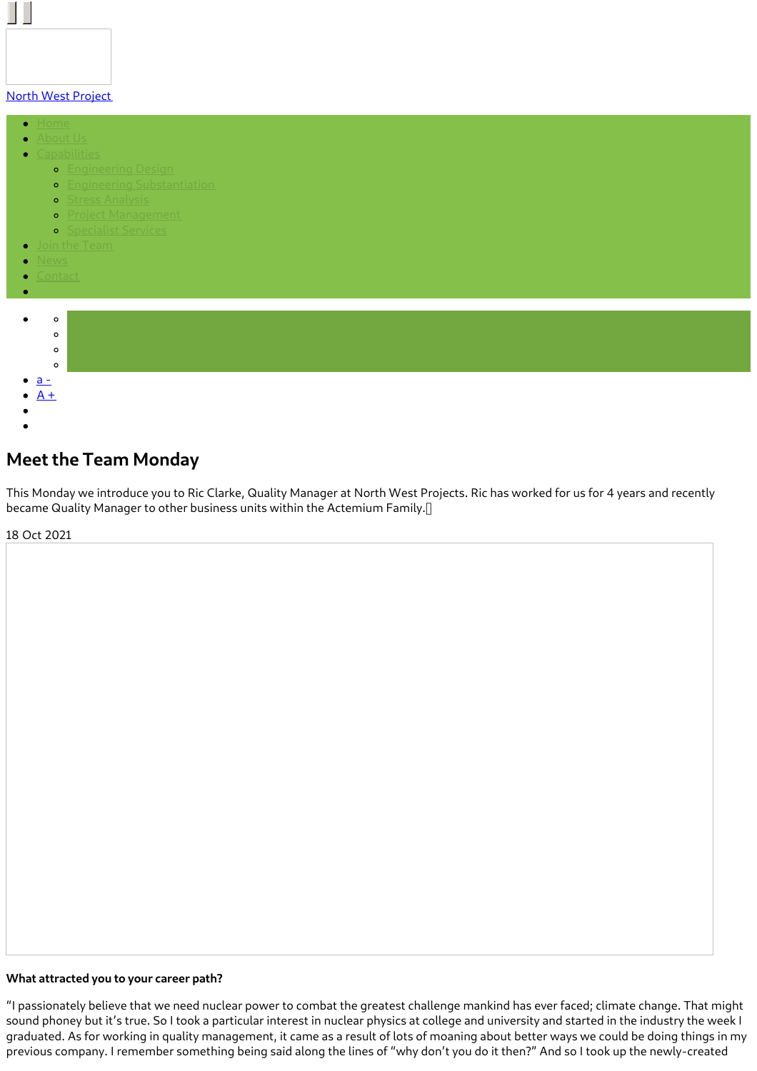North West Project

- Home
- About Us
- Capabilities
  - Engineering Design
  - Engineering Substantiation
  - Stress Analysis
  - Project Management
  - Specialist Services
- Join the Team
- News
- Contact

- a -
- A +

## Meet the Team Monday

This Monday we introduce you to Ric Clarke, Quality Manager at North West Projects. Ric has worked for us for 4 years and recently became Quality Manager to other business units within the Actemium Family.

18 Oct 2021

**What attracted you to your career path?**

"I passionately believe that we need nuclear power to combat the greatest challenge mankind has ever faced; climate change. That might sound phoney but it's true. So I took a particular interest in nuclear physics at college and university and started in the industry the week I graduated. As for working in quality management, it came as a result of lots of moaning about better ways we could be doing things in my previous company. I remember something being said along the lines of "why don't you do it then?" And so I took up the newly-created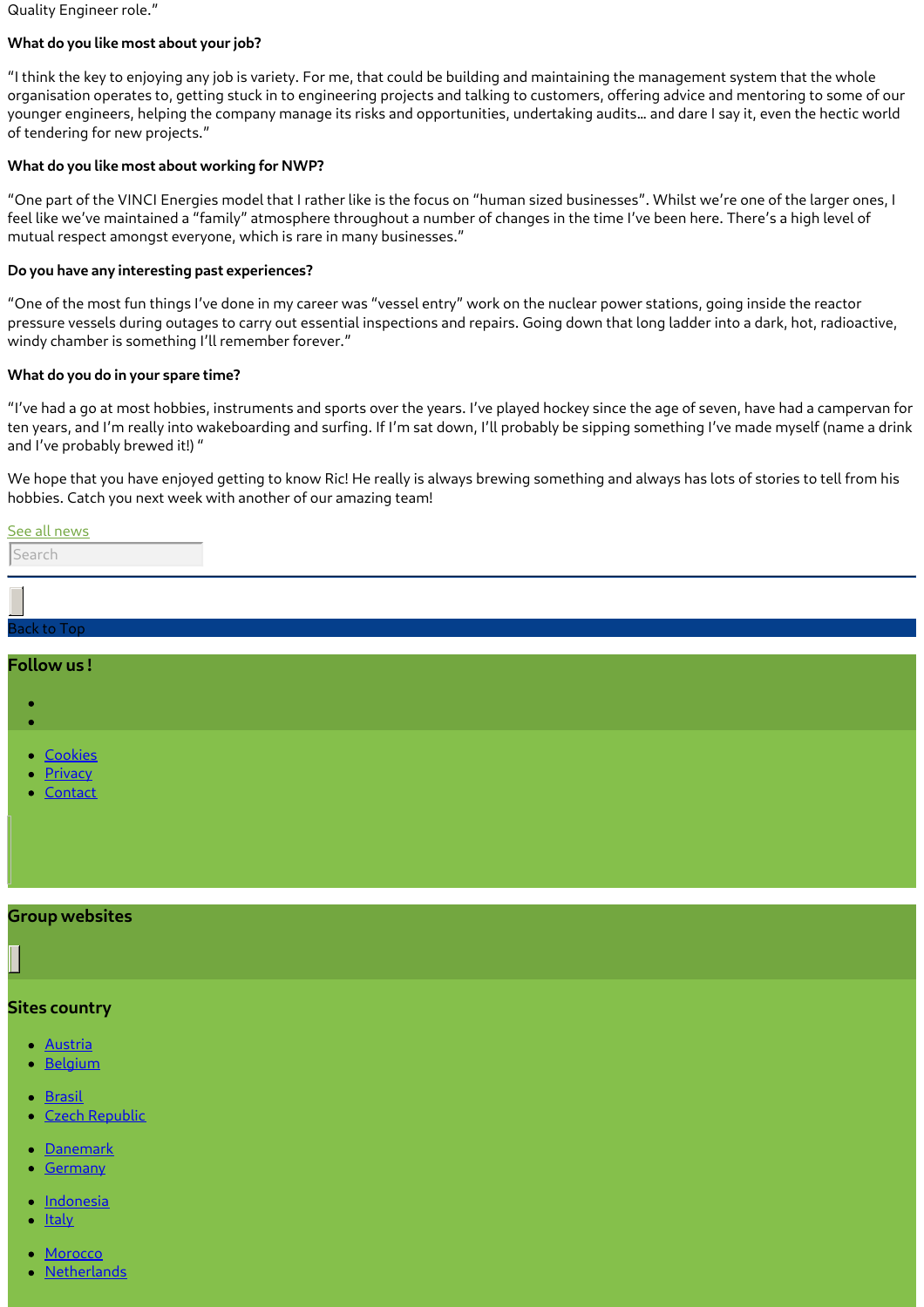Quality Engineer role."

**What do you like most about your job?**

"I think the key to enjoying any job is variety. For me, that could be building and maintaining the management system that the whole organisation operates to, getting stuck in to engineering projects and talking to customers, offering advice and mentoring to some of our younger engineers, helping the company manage its risks and opportunities, undertaking audits… and dare I say it, even the hectic world of tendering for new projects."

**What do you like most about working for NWP?**

"One part of the VINCI Energies model that I rather like is the focus on "human sized businesses". Whilst we're one of the larger ones, I feel like we've maintained a "family" atmosphere throughout a number of changes in the time I've been here. There's a high level of mutual respect amongst everyone, which is rare in many businesses."

**Do you have any interesting past experiences?**

"One of the most fun things I've done in my career was "vessel entry" work on the nuclear power stations, going inside the reactor pressure vessels during outages to carry out essential inspections and repairs. Going down that long ladder into a dark, hot, radioactive, windy chamber is something I'll remember forever."

**What do you do in your spare time?**

"I've had a go at most hobbies, instruments and sports over the years. I've played hockey since the age of seven, have had a campervan for ten years, and I'm really into wakeboarding and surfing. If I'm sat down, I'll probably be sipping something I've made myself (name a drink and I've probably brewed it!) "

We hope that you have enjoyed getting to know Ric! He really is always brewing something and always has lots of stories to tell from his hobbies. Catch you next week with another of our amazing team!

See all news

Search

Back to Top

## Follow us !

- Cookies
- Privacy
- Contact

## Group websites

## Sites country

- Austria
- Belgium
- Brasil
- Czech Republic
- Danemark
- Germany
- Indonesia
- Italy
- Morocco
- Netherlands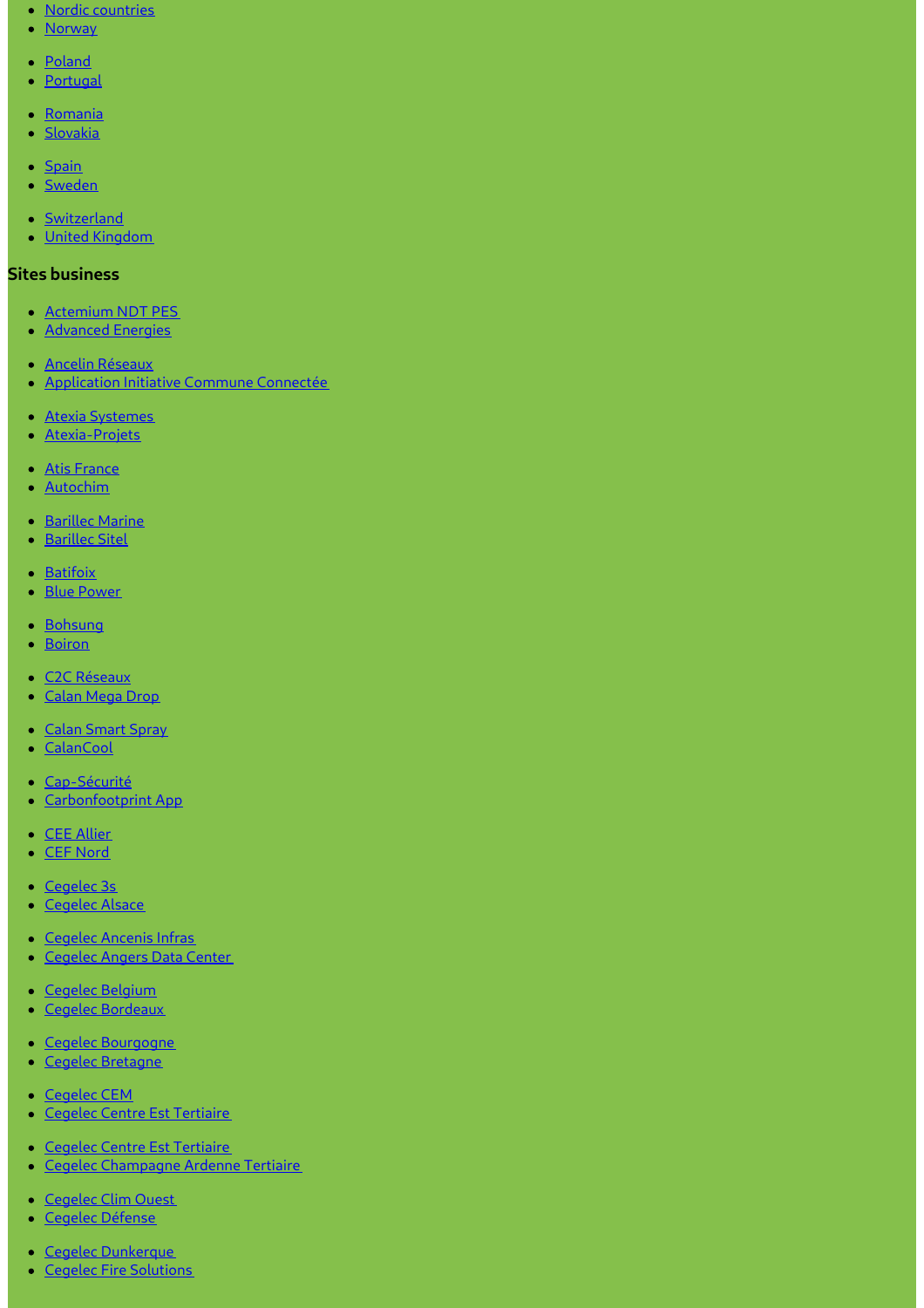- Nordic countries
- Norway
- Poland
- Portugal
- Romania
- Slovakia
- Spain
- Sweden
- Switzerland
- United Kingdom

### Sites business

- Actemium NDT PES
- Advanced Energies
- Ancelin Réseaux
- Application Initiative Commune Connectée
- Atexia Systemes
- Atexia-Projets
- Atis France
- Autochim
- Barillec Marine
- Barillec Sitel
- Batifoix
- Blue Power
- Bohsung
- Boiron
- C2C Réseaux
- Calan Mega Drop
- Calan Smart Spray
- CalanCool
- Cap-Sécurité
- Carbonfootprint App
- CEE Allier
- CEF Nord
- Cegelec 3s
- Cegelec Alsace
- Cegelec Ancenis Infras
- Cegelec Angers Data Center
- Cegelec Belgium
- Cegelec Bordeaux
- Cegelec Bourgogne
- Cegelec Bretagne
- Cegelec CEM
- Cegelec Centre Est Tertiaire
- Cegelec Centre Est Tertiaire
- Cegelec Champagne Ardenne Tertiaire
- Cegelec Clim Ouest
- Cegelec Défense
- Cegelec Dunkerque
- Cegelec Fire Solutions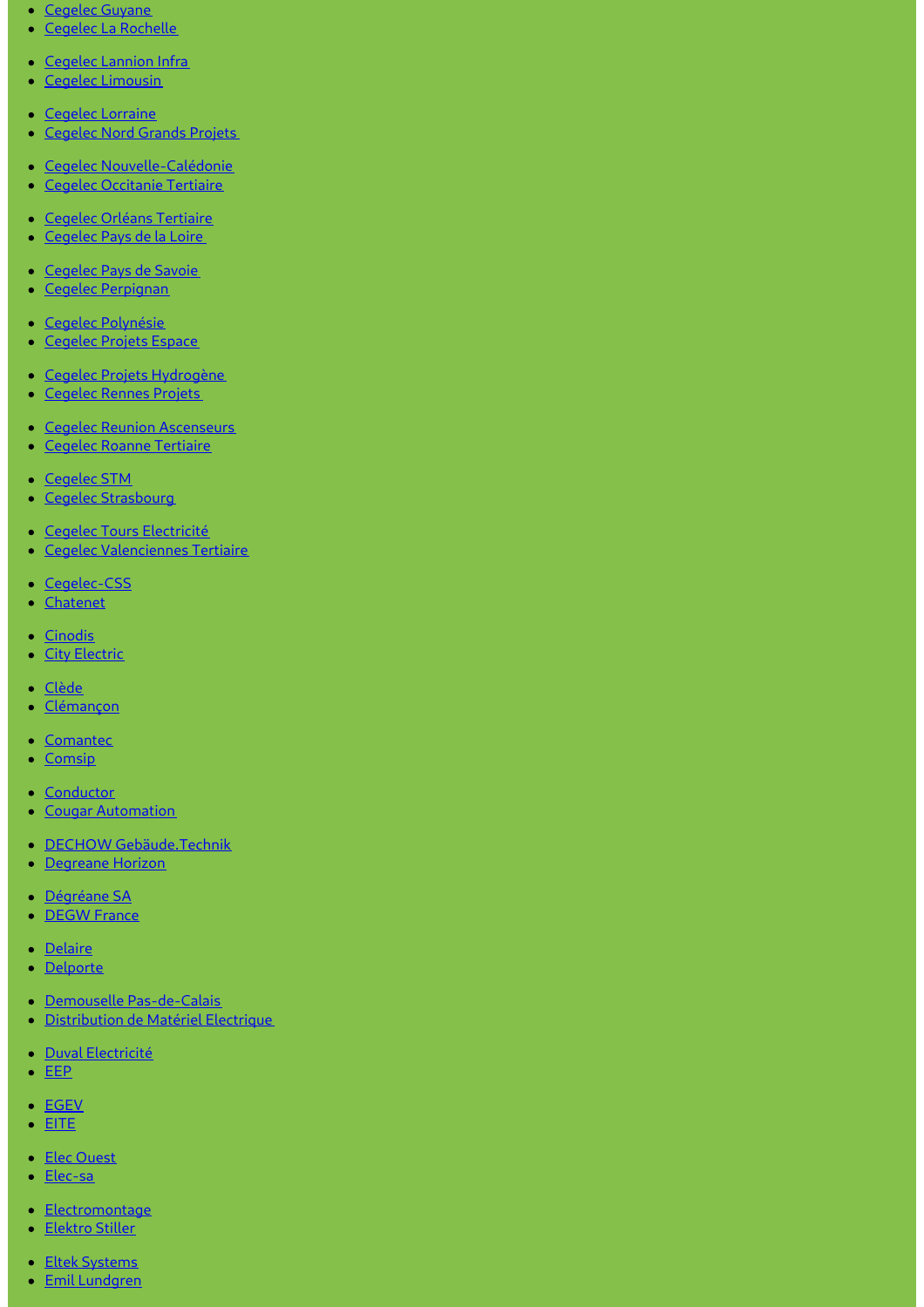- Cegelec Guyane
- Cegelec La Rochelle
- Cegelec Lannion Infra
- Cegelec Limousin
- Cegelec Lorraine
- Cegelec Nord Grands Projets
- Cegelec Nouvelle-Calédonie
- Cegelec Occitanie Tertiaire
- Cegelec Orléans Tertiaire
- Cegelec Pays de la Loire
- Cegelec Pays de Savoie
- Cegelec Perpignan
- Cegelec Polynésie
- Cegelec Projets Espace
- Cegelec Projets Hydrogène
- Cegelec Rennes Projets
- Cegelec Reunion Ascenseurs
- Cegelec Roanne Tertiaire
- Cegelec STM
- Cegelec Strasbourg
- Cegelec Tours Electricité
- Cegelec Valenciennes Tertiaire
- Cegelec-CSS
- Chatenet
- Cinodis
- City Electric
- Clède
- Clémançon
- Comantec
- Comsip
- Conductor
- Cougar Automation
- DECHOW Gebäude.Technik
- Degreane Horizon
- Dégréane SA
- DEGW France
- Delaire
- Delporte
- Demouselle Pas-de-Calais
- Distribution de Matériel Electrique
- Duval Electricité
- EEP
- EGEV
- EITE
- Elec Ouest
- Elec-sa
- Electromontage
- Elektro Stiller
- Eltek Systems
- Emil Lundgren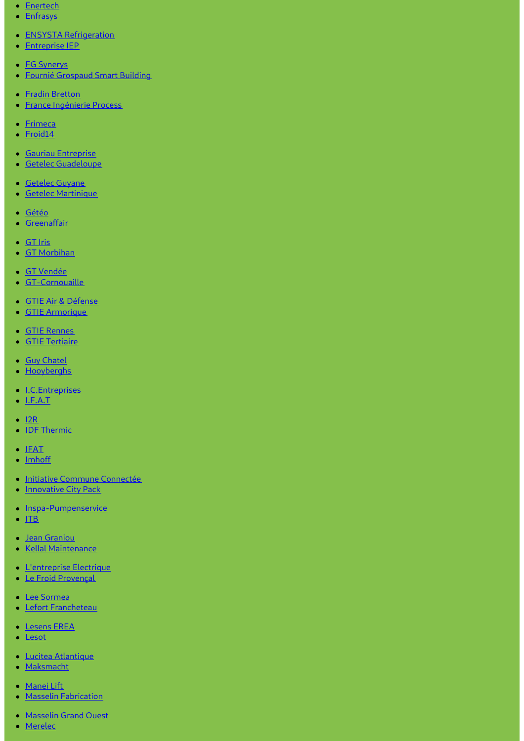- Enertech
- Enfrasys
- ENSYSTA Refrigeration
- Entreprise IEP
- FG Synerys
- Fournié Grospaud Smart Building
- Fradin Bretton
- France Ingénierie Process
- Frimeca
- Froid14
- Gauriau Entreprise
- Getelec Guadeloupe
- Getelec Guyane
- Getelec Martinique
- Gétéo
- Greenaffair
- GT Iris
- GT Morbihan
- GT Vendée
- GT-Cornouaille
- GTIE Air & Défense
- GTIE Armorique
- GTIE Rennes
- GTIE Tertiaire
- Guy Chatel
- Hooyberghs
- I.C.Entreprises
- I.F.A.T
- I2R
- IDF Thermic
- IFAT
- Imhoff
- Initiative Commune Connectée
- Innovative City Pack
- Inspa-Pumpenservice
- ITB
- Jean Graniou
- Kellal Maintenance
- L'entreprise Electrique
- Le Froid Provençal
- Lee Sormea
- Lefort Francheteau
- Lesens EREA
- Lesot
- Lucitea Atlantique
- Maksmacht
- Manei Lift
- Masselin Fabrication
- Masselin Grand Ouest
- Merelec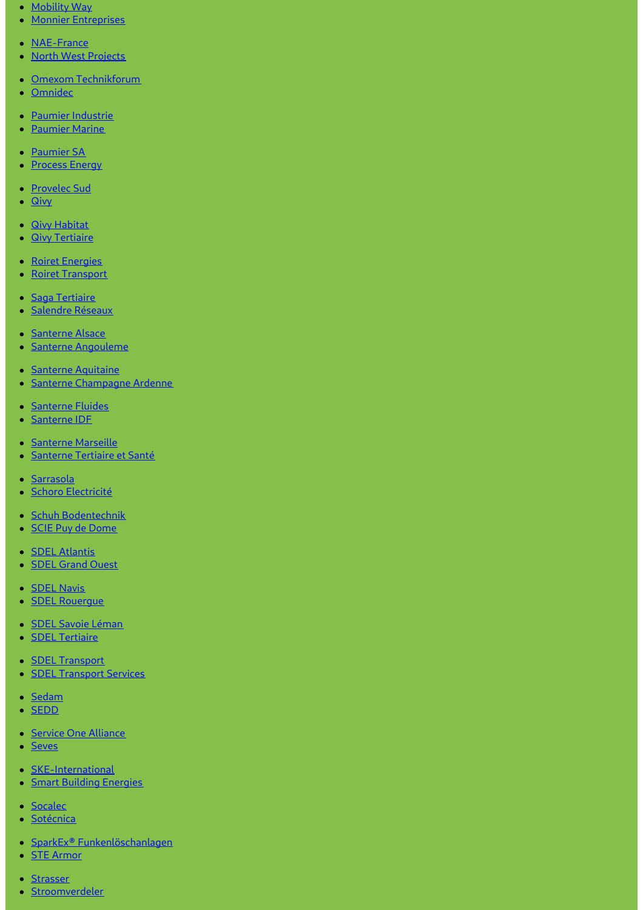- Mobility Way
- Monnier Entreprises
- NAE-France
- North West Projects
- Omexom Technikforum
- Omnidec
- Paumier Industrie
- Paumier Marine
- Paumier SA
- Process Energy
- Provelec Sud
- Qivy
- Qivy Habitat
- Qivy Tertiaire
- Roiret Energies
- Roiret Transport
- Saga Tertiaire
- Salendre Réseaux
- Santerne Alsace
- Santerne Angouleme
- Santerne Aquitaine
- Santerne Champagne Ardenne
- Santerne Fluides
- Santerne IDF
- Santerne Marseille
- Santerne Tertiaire et Santé
- Sarrasola
- Schoro Electricité
- Schuh Bodentechnik
- SCIE Puy de Dome
- SDEL Atlantis
- SDEL Grand Ouest
- SDEL Navis
- SDEL Rouergue
- SDEL Savoie Léman
- SDEL Tertiaire
- SDEL Transport
- SDEL Transport Services
- Sedam
- SEDD
- Service One Alliance
- Seves
- SKE-International
- Smart Building Energies
- Socalec
- Sotécnica
- SparkEx® Funkenlöschanlagen
- STE Armor
- Strasser
- Stroomverdeler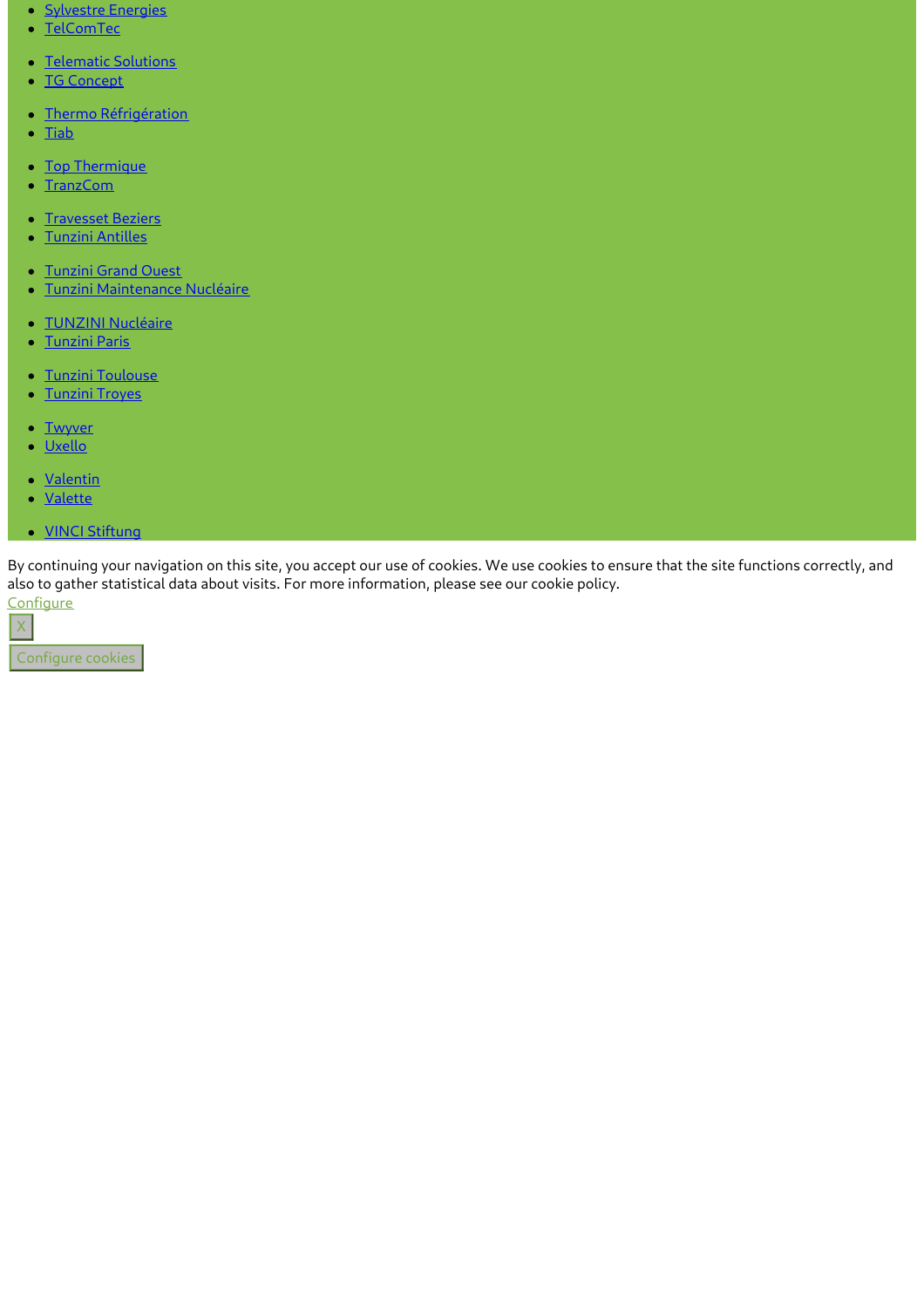- Sylvestre Energies
- TelComTec

- Telematic Solutions
- TG Concept

- Thermo Réfrigération
- Tiab

- Top Thermique
- TranzCom

- Travesset Beziers
- Tunzini Antilles

- Tunzini Grand Ouest
- Tunzini Maintenance Nucléaire

- TUNZINI Nucléaire
- Tunzini Paris

- Tunzini Toulouse
- Tunzini Troyes

- Twyver
- Uxello

- Valentin
- Valette

- VINCI Stiftung

By continuing your navigation on this site, you accept our use of cookies. We use cookies to ensure that the site functions correctly, and also to gather statistical data about visits. For more information, please see our cookie policy.

Configure

X

Configure cookies